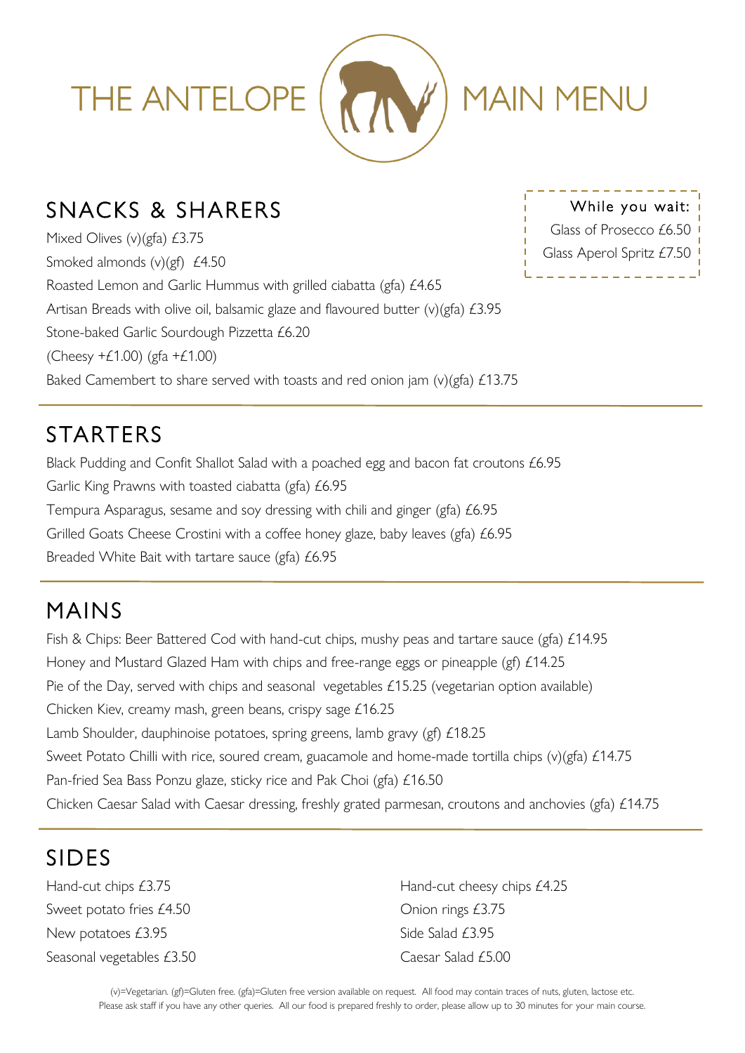# THE ANTELOPE MAIN MENU

## SNACKS & SHARERS

**While you wait:**
Glass of Prosecco £6.50
Glass Aperol Spritz £7.50

Mixed Olives (v)(gfa) £3.75
Smoked almonds (v)(gf) £4.50
Roasted Lemon and Garlic Hummus with grilled ciabatta (gfa) £4.65
Artisan Breads with olive oil, balsamic glaze and flavoured butter (v)(gfa) £3.95
Stone-baked Garlic Sourdough Pizzetta £6.20
(Cheesy +£1.00) (gfa +£1.00)
Baked Camembert to share served with toasts and red onion jam (v)(gfa) £13.75

## STARTERS

Black Pudding and Confit Shallot Salad with a poached egg and bacon fat croutons £6.95
Garlic King Prawns with toasted ciabatta (gfa) £6.95
Tempura Asparagus, sesame and soy dressing with chili and ginger (gfa) £6.95
Grilled Goats Cheese Crostini with a coffee honey glaze, baby leaves (gfa) £6.95
Breaded White Bait with tartare sauce (gfa) £6.95

## MAINS

Fish & Chips: Beer Battered Cod with hand-cut chips, mushy peas and tartare sauce (gfa) £14.95
Honey and Mustard Glazed Ham with chips and free-range eggs or pineapple (gf) £14.25
Pie of the Day, served with chips and seasonal vegetables £15.25 (vegetarian option available)
Chicken Kiev, creamy mash, green beans, crispy sage £16.25
Lamb Shoulder, dauphinoise potatoes, spring greens, lamb gravy (gf) £18.25
Sweet Potato Chilli with rice, soured cream, guacamole and home-made tortilla chips (v)(gfa) £14.75
Pan-fried Sea Bass Ponzu glaze, sticky rice and Pak Choi (gfa) £16.50
Chicken Caesar Salad with Caesar dressing, freshly grated parmesan, croutons and anchovies (gfa) £14.75

## SIDES

Hand-cut chips £3.75
Sweet potato fries £4.50
New potatoes £3.95
Seasonal vegetables £3.50
Hand-cut cheesy chips £4.25
Onion rings £3.75
Side Salad £3.95
Caesar Salad £5.00

(v)=Vegetarian. (gf)=Gluten free. (gfa)=Gluten free version available on request. All food may contain traces of nuts, gluten, lactose etc. Please ask staff if you have any other queries. All our food is prepared freshly to order, please allow up to 30 minutes for your main course.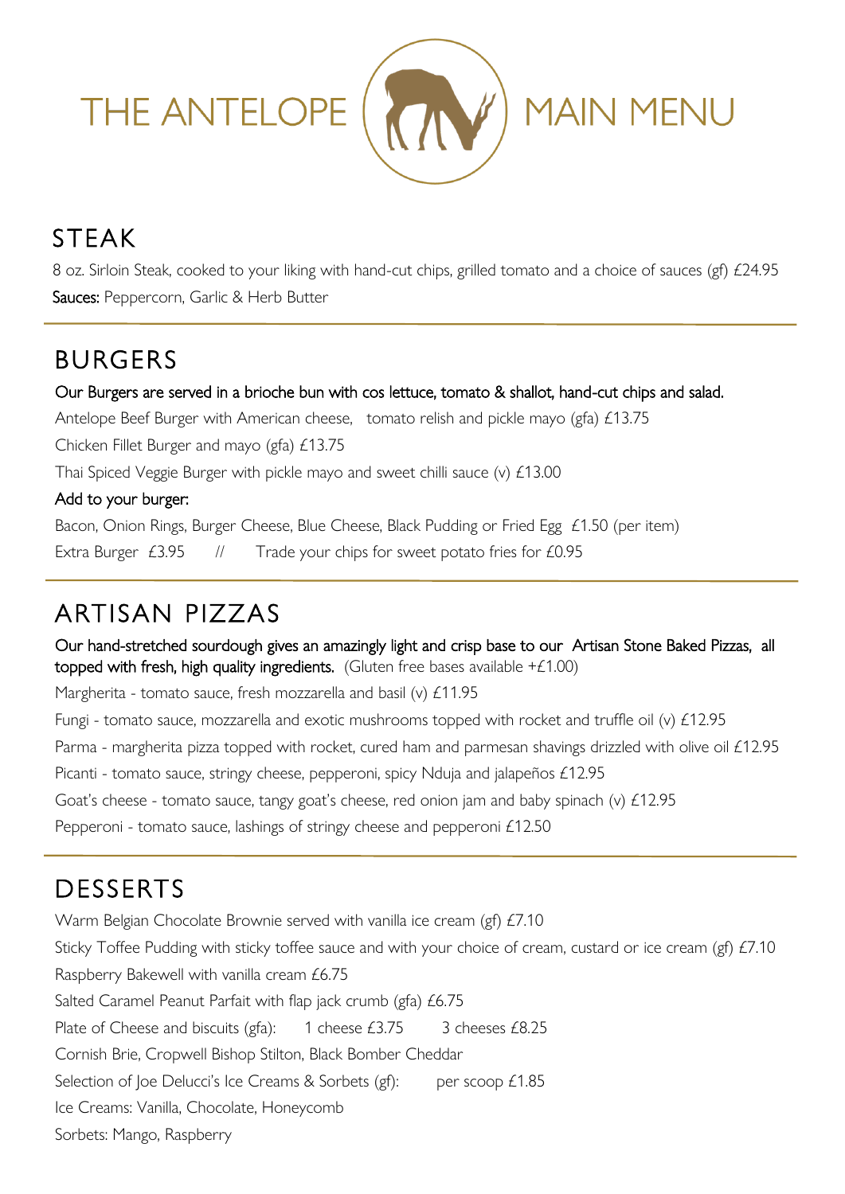# THE ANTELOPE MAIN MENU

## STEAK

8 oz. Sirloin Steak, cooked to your liking with hand-cut chips, grilled tomato and a choice of sauces (gf) £24.95

**Sauces:** Peppercorn, Garlic & Herb Butter

## BURGERS

**Our Burgers are served in a brioche bun with cos lettuce, tomato & shallot, hand-cut chips and salad.**

Antelope Beef Burger with American cheese, tomato relish and pickle mayo (gfa) £13.75

Chicken Fillet Burger and mayo (gfa) £13.75

Thai Spiced Veggie Burger with pickle mayo and sweet chilli sauce (v) £13.00

**Add to your burger:**

Bacon, Onion Rings, Burger Cheese, Blue Cheese, Black Pudding or Fried Egg £1.50 (per item)

Extra Burger £3.95 // Trade your chips for sweet potato fries for £0.95

## ARTISAN PIZZAS

**Our hand-stretched sourdough gives an amazingly light and crisp base to our Artisan Stone Baked Pizzas, all topped with fresh, high quality ingredients.** (Gluten free bases available +£1.00)

Margherita - tomato sauce, fresh mozzarella and basil (v) £11.95

Fungi - tomato sauce, mozzarella and exotic mushrooms topped with rocket and truffle oil (v) £12.95

Parma - margherita pizza topped with rocket, cured ham and parmesan shavings drizzled with olive oil £12.95

Picanti - tomato sauce, stringy cheese, pepperoni, spicy Nduja and jalapeños £12.95

Goat's cheese - tomato sauce, tangy goat's cheese, red onion jam and baby spinach (v) £12.95

Pepperoni - tomato sauce, lashings of stringy cheese and pepperoni £12.50

## DESSERTS

Warm Belgian Chocolate Brownie served with vanilla ice cream (gf) £7.10

Sticky Toffee Pudding with sticky toffee sauce and with your choice of cream, custard or ice cream (gf) £7.10

Raspberry Bakewell with vanilla cream £6.75

Salted Caramel Peanut Parfait with flap jack crumb (gfa) £6.75

Plate of Cheese and biscuits (gfa): 1 cheese £3.75 3 cheeses £8.25

Cornish Brie, Cropwell Bishop Stilton, Black Bomber Cheddar

Selection of Joe Delucci's Ice Creams & Sorbets (gf): per scoop £1.85

Ice Creams: Vanilla, Chocolate, Honeycomb

Sorbets: Mango, Raspberry